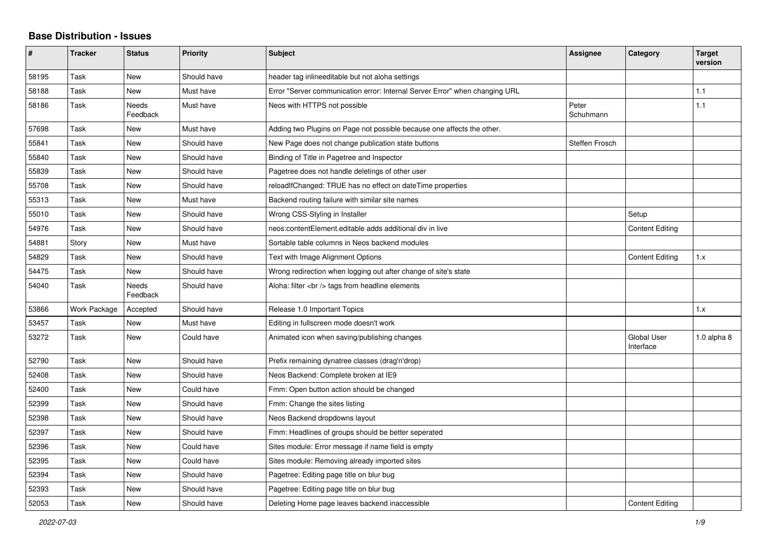## Base Distribution - Issues

| # | Tracker | Status | Priority | Subject | Assignee | Category | Target version |
|---|---|---|---|---|---|---|---|
| 58195 | Task | New | Should have | header tag inlineeditable but not aloha settings | | | |
| 58188 | Task | New | Must have | Error "Server communication error: Internal Server Error" when changing URL | | | 1.1 |
| 58186 | Task | Needs Feedback | Must have | Neos with HTTPS not possible | Peter Schuhmann | | 1.1 |
| 57698 | Task | New | Must have | Adding two Plugins on Page not possible because one affects the other. | | | |
| 55841 | Task | New | Should have | New Page does not change publication state buttons | Steffen Frosch | | |
| 55840 | Task | New | Should have | Binding of Title in Pagetree and Inspector | | | |
| 55839 | Task | New | Should have | Pagetree does not handle deletings of other user | | | |
| 55708 | Task | New | Should have | reloadIfChanged: TRUE has no effect on dateTime properties | | | |
| 55313 | Task | New | Must have | Backend routing failure with similar site names | | | |
| 55010 | Task | New | Should have | Wrong CSS-Styling in Installer | | Setup | |
| 54976 | Task | New | Should have | neos:contentElement.editable adds additional div in live | | Content Editing | |
| 54881 | Story | New | Must have | Sortable table columns in Neos backend modules | | | |
| 54829 | Task | New | Should have | Text with Image Alignment Options | | Content Editing | 1.x |
| 54475 | Task | New | Should have | Wrong redirection when logging out after change of site's state | | | |
| 54040 | Task | Needs Feedback | Should have | Aloha: filter <br /> tags from headline elements | | | |
| 53866 | Work Package | Accepted | Should have | Release 1.0 Important Topics | | | 1.x |
| 53457 | Task | New | Must have | Editing in fullscreen mode doesn't work | | | |
| 53272 | Task | New | Could have | Animated icon when saving/publishing changes | | Global User Interface | 1.0 alpha 8 |
| 52790 | Task | New | Should have | Prefix remaining dynatree classes (drag'n'drop) | | | |
| 52408 | Task | New | Should have | Neos Backend: Complete broken at IE9 | | | |
| 52400 | Task | New | Could have | Fmm: Open button action should be changed | | | |
| 52399 | Task | New | Should have | Fmm: Change the sites listing | | | |
| 52398 | Task | New | Should have | Neos Backend dropdowns layout | | | |
| 52397 | Task | New | Should have | Fmm: Headlines of groups should be better seperated | | | |
| 52396 | Task | New | Could have | Sites module: Error message if name field is empty | | | |
| 52395 | Task | New | Could have | Sites module: Removing already imported sites | | | |
| 52394 | Task | New | Should have | Pagetree: Editing page title on blur bug | | | |
| 52393 | Task | New | Should have | Pagetree: Editing page title on blur bug | | | |
| 52053 | Task | New | Should have | Deleting Home page leaves backend inaccessible | | Content Editing | |

*2022-07-03*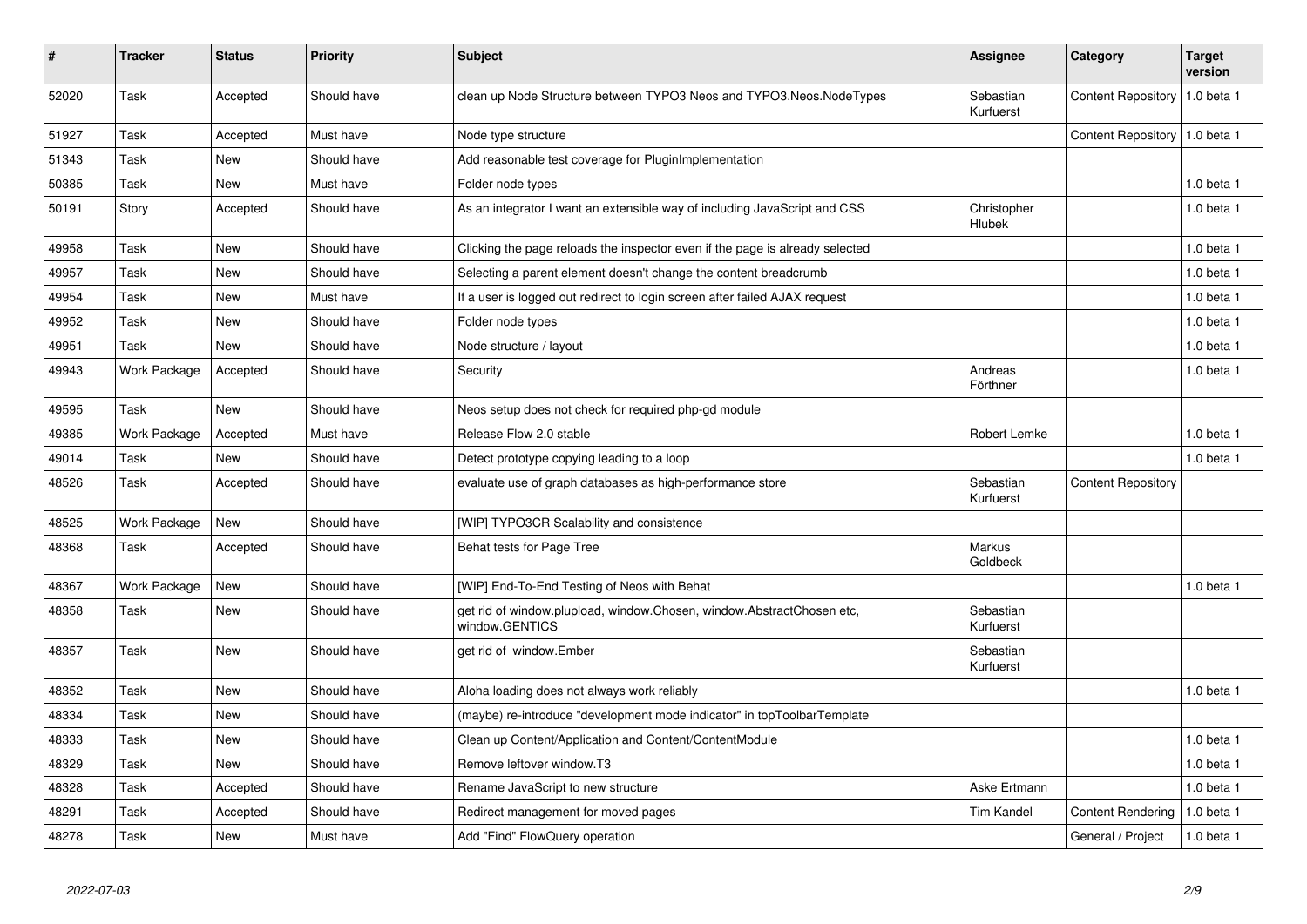| # | Tracker | Status | Priority | Subject | Assignee | Category | Target version |
|---|---|---|---|---|---|---|---|
| 52020 | Task | Accepted | Should have | clean up Node Structure between TYPO3 Neos and TYPO3.Neos.NodeTypes | Sebastian Kurfuerst | Content Repository | 1.0 beta 1 |
| 51927 | Task | Accepted | Must have | Node type structure | | Content Repository | 1.0 beta 1 |
| 51343 | Task | New | Should have | Add reasonable test coverage for PluginImplementation | | | |
| 50385 | Task | New | Must have | Folder node types | | | 1.0 beta 1 |
| 50191 | Story | Accepted | Should have | As an integrator I want an extensible way of including JavaScript and CSS | Christopher Hlubek | | 1.0 beta 1 |
| 49958 | Task | New | Should have | Clicking the page reloads the inspector even if the page is already selected | | | 1.0 beta 1 |
| 49957 | Task | New | Should have | Selecting a parent element doesn't change the content breadcrumb | | | 1.0 beta 1 |
| 49954 | Task | New | Must have | If a user is logged out redirect to login screen after failed AJAX request | | | 1.0 beta 1 |
| 49952 | Task | New | Should have | Folder node types | | | 1.0 beta 1 |
| 49951 | Task | New | Should have | Node structure / layout | | | 1.0 beta 1 |
| 49943 | Work Package | Accepted | Should have | Security | Andreas Förthner | | 1.0 beta 1 |
| 49595 | Task | New | Should have | Neos setup does not check for required php-gd module | | | |
| 49385 | Work Package | Accepted | Must have | Release Flow 2.0 stable | Robert Lemke | | 1.0 beta 1 |
| 49014 | Task | New | Should have | Detect prototype copying leading to a loop | | | 1.0 beta 1 |
| 48526 | Task | Accepted | Should have | evaluate use of graph databases as high-performance store | Sebastian Kurfuerst | Content Repository | |
| 48525 | Work Package | New | Should have | [WIP] TYPO3CR Scalability and consistence | | | |
| 48368 | Task | Accepted | Should have | Behat tests for Page Tree | Markus Goldbeck | | |
| 48367 | Work Package | New | Should have | [WIP] End-To-End Testing of Neos with Behat | | | 1.0 beta 1 |
| 48358 | Task | New | Should have | get rid of window.plupload, window.Chosen, window.AbstractChosen etc, window.GENTICS | Sebastian Kurfuerst | | |
| 48357 | Task | New | Should have | get rid of window.Ember | Sebastian Kurfuerst | | |
| 48352 | Task | New | Should have | Aloha loading does not always work reliably | | | 1.0 beta 1 |
| 48334 | Task | New | Should have | (maybe) re-introduce "development mode indicator" in topToolbarTemplate | | | |
| 48333 | Task | New | Should have | Clean up Content/Application and Content/ContentModule | | | 1.0 beta 1 |
| 48329 | Task | New | Should have | Remove leftover window.T3 | | | 1.0 beta 1 |
| 48328 | Task | Accepted | Should have | Rename JavaScript to new structure | Aske Ertmann | | 1.0 beta 1 |
| 48291 | Task | Accepted | Should have | Redirect management for moved pages | Tim Kandel | Content Rendering | 1.0 beta 1 |
| 48278 | Task | New | Must have | Add "Find" FlowQuery operation | | General / Project | 1.0 beta 1 |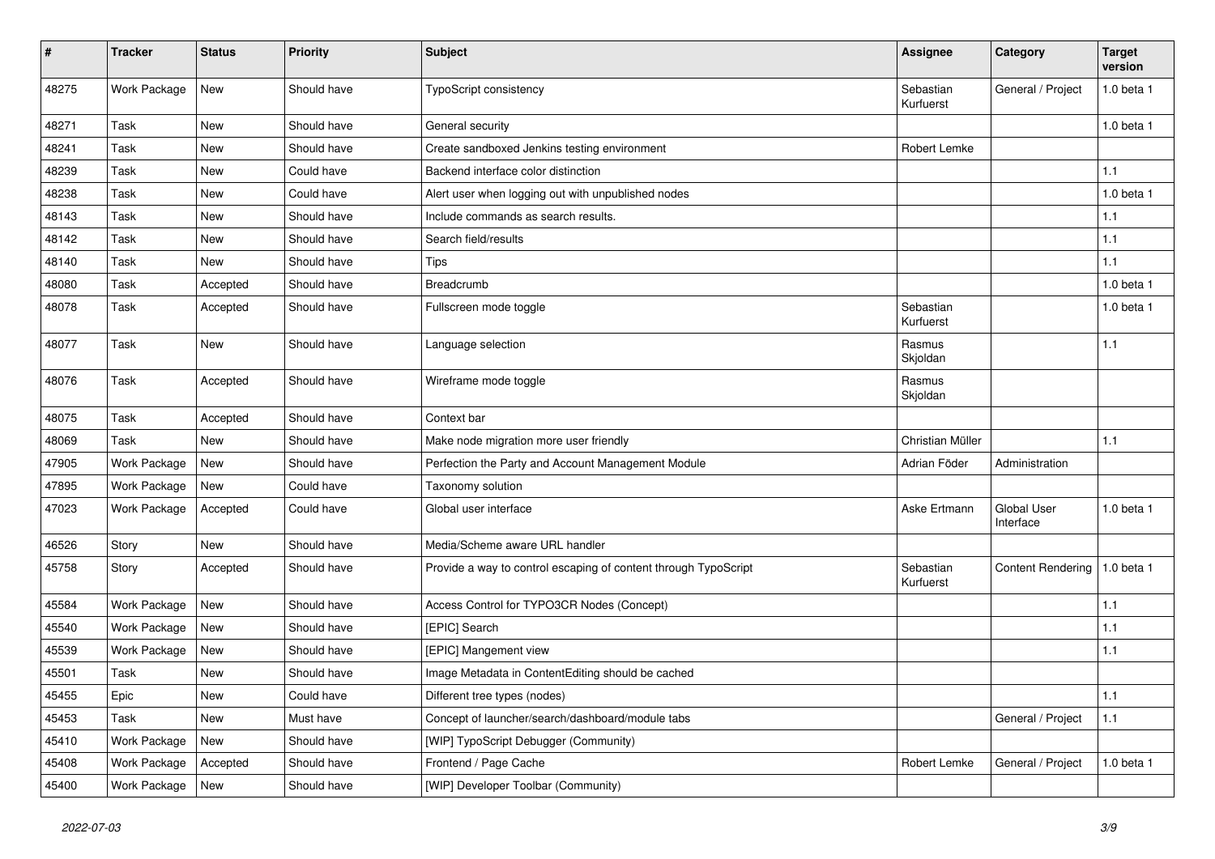| # | Tracker | Status | Priority | Subject | Assignee | Category | Target version |
|---|---|---|---|---|---|---|---|
| 48275 | Work Package | New | Should have | TypoScript consistency | Sebastian Kurfuerst | General / Project | 1.0 beta 1 |
| 48271 | Task | New | Should have | General security | | | 1.0 beta 1 |
| 48241 | Task | New | Should have | Create sandboxed Jenkins testing environment | Robert Lemke | | |
| 48239 | Task | New | Could have | Backend interface color distinction | | | 1.1 |
| 48238 | Task | New | Could have | Alert user when logging out with unpublished nodes | | | 1.0 beta 1 |
| 48143 | Task | New | Should have | Include commands as search results. | | | 1.1 |
| 48142 | Task | New | Should have | Search field/results | | | 1.1 |
| 48140 | Task | New | Should have | Tips | | | 1.1 |
| 48080 | Task | Accepted | Should have | Breadcrumb | | | 1.0 beta 1 |
| 48078 | Task | Accepted | Should have | Fullscreen mode toggle | Sebastian Kurfuerst | | 1.0 beta 1 |
| 48077 | Task | New | Should have | Language selection | Rasmus Skjoldan | | 1.1 |
| 48076 | Task | Accepted | Should have | Wireframe mode toggle | Rasmus Skjoldan | | |
| 48075 | Task | Accepted | Should have | Context bar | | | |
| 48069 | Task | New | Should have | Make node migration more user friendly | Christian Müller | | 1.1 |
| 47905 | Work Package | New | Should have | Perfection the Party and Account Management Module | Adrian Föder | Administration | |
| 47895 | Work Package | New | Could have | Taxonomy solution | | | |
| 47023 | Work Package | Accepted | Could have | Global user interface | Aske Ertmann | Global User Interface | 1.0 beta 1 |
| 46526 | Story | New | Should have | Media/Scheme aware URL handler | | | |
| 45758 | Story | Accepted | Should have | Provide a way to control escaping of content through TypoScript | Sebastian Kurfuerst | Content Rendering | 1.0 beta 1 |
| 45584 | Work Package | New | Should have | Access Control for TYPO3CR Nodes (Concept) | | | 1.1 |
| 45540 | Work Package | New | Should have | [EPIC] Search | | | 1.1 |
| 45539 | Work Package | New | Should have | [EPIC] Mangement view | | | 1.1 |
| 45501 | Task | New | Should have | Image Metadata in ContentEditing should be cached | | | |
| 45455 | Epic | New | Could have | Different tree types (nodes) | | | 1.1 |
| 45453 | Task | New | Must have | Concept of launcher/search/dashboard/module tabs | | General / Project | 1.1 |
| 45410 | Work Package | New | Should have | [WIP] TypoScript Debugger (Community) | | | |
| 45408 | Work Package | Accepted | Should have | Frontend / Page Cache | Robert Lemke | General / Project | 1.0 beta 1 |
| 45400 | Work Package | New | Should have | [WIP] Developer Toolbar (Community) | | | |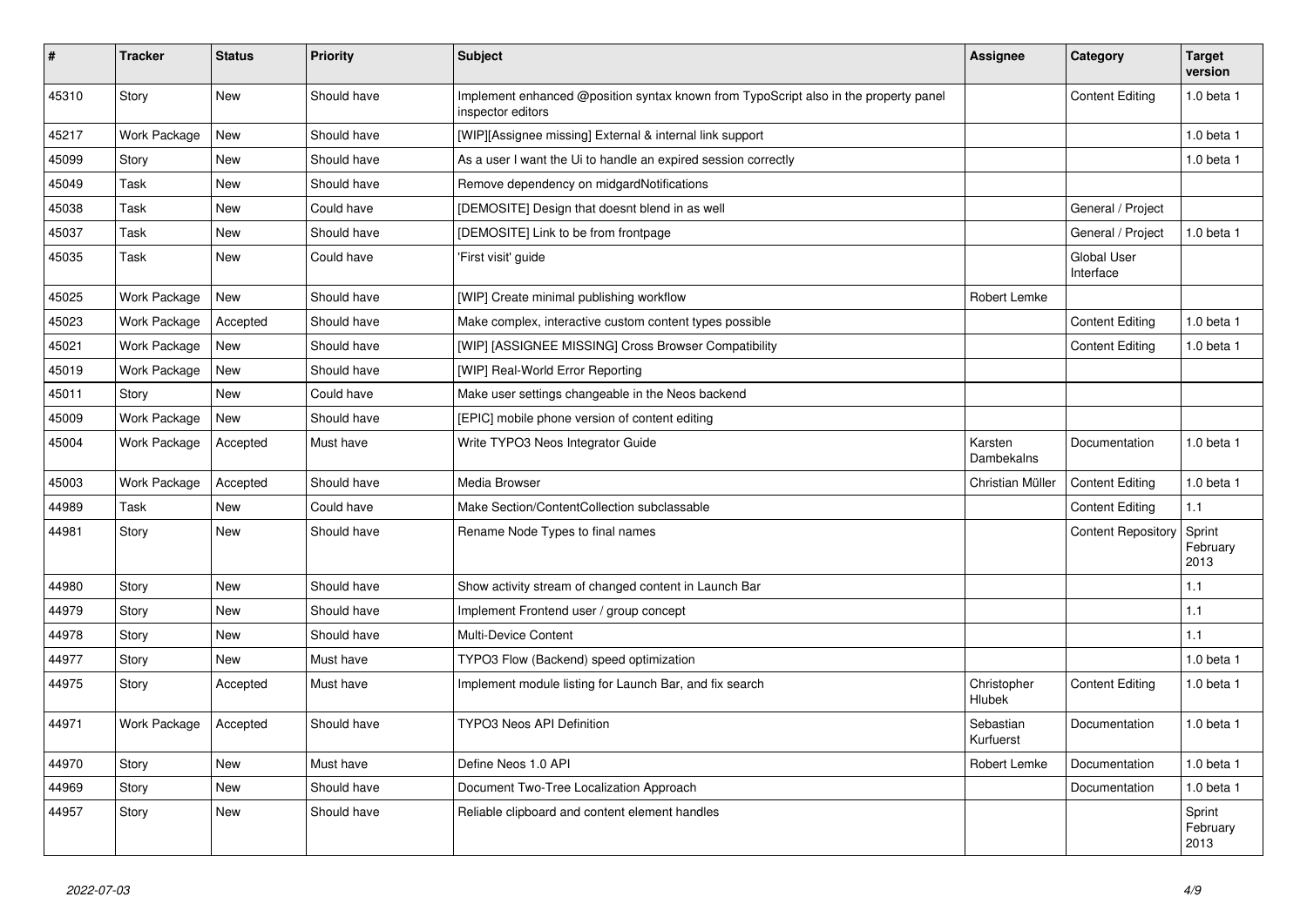| # | Tracker | Status | Priority | Subject | Assignee | Category | Target version |
|---|---|---|---|---|---|---|---|
| 45310 | Story | New | Should have | Implement enhanced @position syntax known from TypoScript also in the property panel inspector editors | | Content Editing | 1.0 beta 1 |
| 45217 | Work Package | New | Should have | [WIP][Assignee missing] External & internal link support | | | 1.0 beta 1 |
| 45099 | Story | New | Should have | As a user I want the Ui to handle an expired session correctly | | | 1.0 beta 1 |
| 45049 | Task | New | Should have | Remove dependency on midgardNotifications | | | |
| 45038 | Task | New | Could have | [DEMOSITE] Design that doesnt blend in as well | | General / Project | |
| 45037 | Task | New | Should have | [DEMOSITE] Link to be from frontpage | | General / Project | 1.0 beta 1 |
| 45035 | Task | New | Could have | 'First visit' guide | | Global User Interface | |
| 45025 | Work Package | New | Should have | [WIP] Create minimal publishing workflow | Robert Lemke | | |
| 45023 | Work Package | Accepted | Should have | Make complex, interactive custom content types possible | | Content Editing | 1.0 beta 1 |
| 45021 | Work Package | New | Should have | [WIP] [ASSIGNEE MISSING] Cross Browser Compatibility | | Content Editing | 1.0 beta 1 |
| 45019 | Work Package | New | Should have | [WIP] Real-World Error Reporting | | | |
| 45011 | Story | New | Could have | Make user settings changeable in the Neos backend | | | |
| 45009 | Work Package | New | Should have | [EPIC] mobile phone version of content editing | | | |
| 45004 | Work Package | Accepted | Must have | Write TYPO3 Neos Integrator Guide | Karsten Dambekalns | Documentation | 1.0 beta 1 |
| 45003 | Work Package | Accepted | Should have | Media Browser | Christian Müller | Content Editing | 1.0 beta 1 |
| 44989 | Task | New | Could have | Make Section/ContentCollection subclassable | | Content Editing | 1.1 |
| 44981 | Story | New | Should have | Rename Node Types to final names | | Content Repository | Sprint February 2013 |
| 44980 | Story | New | Should have | Show activity stream of changed content in Launch Bar | | | 1.1 |
| 44979 | Story | New | Should have | Implement Frontend user / group concept | | | 1.1 |
| 44978 | Story | New | Should have | Multi-Device Content | | | 1.1 |
| 44977 | Story | New | Must have | TYPO3 Flow (Backend) speed optimization | | | 1.0 beta 1 |
| 44975 | Story | Accepted | Must have | Implement module listing for Launch Bar, and fix search | Christopher Hlubek | Content Editing | 1.0 beta 1 |
| 44971 | Work Package | Accepted | Should have | TYPO3 Neos API Definition | Sebastian Kurfuerst | Documentation | 1.0 beta 1 |
| 44970 | Story | New | Must have | Define Neos 1.0 API | Robert Lemke | Documentation | 1.0 beta 1 |
| 44969 | Story | New | Should have | Document Two-Tree Localization Approach | | Documentation | 1.0 beta 1 |
| 44957 | Story | New | Should have | Reliable clipboard and content element handles | | | Sprint February 2013 |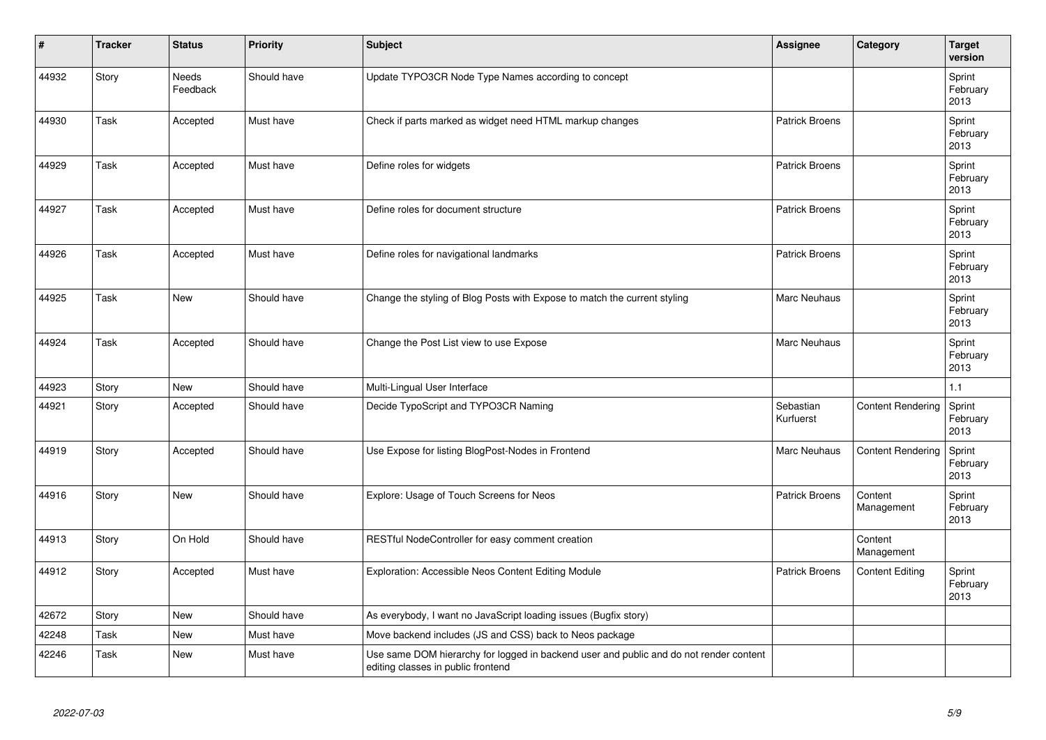| # | Tracker | Status | Priority | Subject | Assignee | Category | Target version |
|---|---|---|---|---|---|---|---|
| 44932 | Story | Needs Feedback | Should have | Update TYPO3CR Node Type Names according to concept | | | Sprint February 2013 |
| 44930 | Task | Accepted | Must have | Check if parts marked as widget need HTML markup changes | Patrick Broens | | Sprint February 2013 |
| 44929 | Task | Accepted | Must have | Define roles for widgets | Patrick Broens | | Sprint February 2013 |
| 44927 | Task | Accepted | Must have | Define roles for document structure | Patrick Broens | | Sprint February 2013 |
| 44926 | Task | Accepted | Must have | Define roles for navigational landmarks | Patrick Broens | | Sprint February 2013 |
| 44925 | Task | New | Should have | Change the styling of Blog Posts with Expose to match the current styling | Marc Neuhaus | | Sprint February 2013 |
| 44924 | Task | Accepted | Should have | Change the Post List view to use Expose | Marc Neuhaus | | Sprint February 2013 |
| 44923 | Story | New | Should have | Multi-Lingual User Interface | | | 1.1 |
| 44921 | Story | Accepted | Should have | Decide TypoScript and TYPO3CR Naming | Sebastian Kurfuerst | Content Rendering | Sprint February 2013 |
| 44919 | Story | Accepted | Should have | Use Expose for listing BlogPost-Nodes in Frontend | Marc Neuhaus | Content Rendering | Sprint February 2013 |
| 44916 | Story | New | Should have | Explore: Usage of Touch Screens for Neos | Patrick Broens | Content Management | Sprint February 2013 |
| 44913 | Story | On Hold | Should have | RESTful NodeController for easy comment creation | | Content Management | |
| 44912 | Story | Accepted | Must have | Exploration: Accessible Neos Content Editing Module | Patrick Broens | Content Editing | Sprint February 2013 |
| 42672 | Story | New | Should have | As everybody, I want no JavaScript loading issues (Bugfix story) | | | |
| 42248 | Task | New | Must have | Move backend includes (JS and CSS) back to Neos package | | | |
| 42246 | Task | New | Must have | Use same DOM hierarchy for logged in backend user and public and do not render content editing classes in public frontend | | | |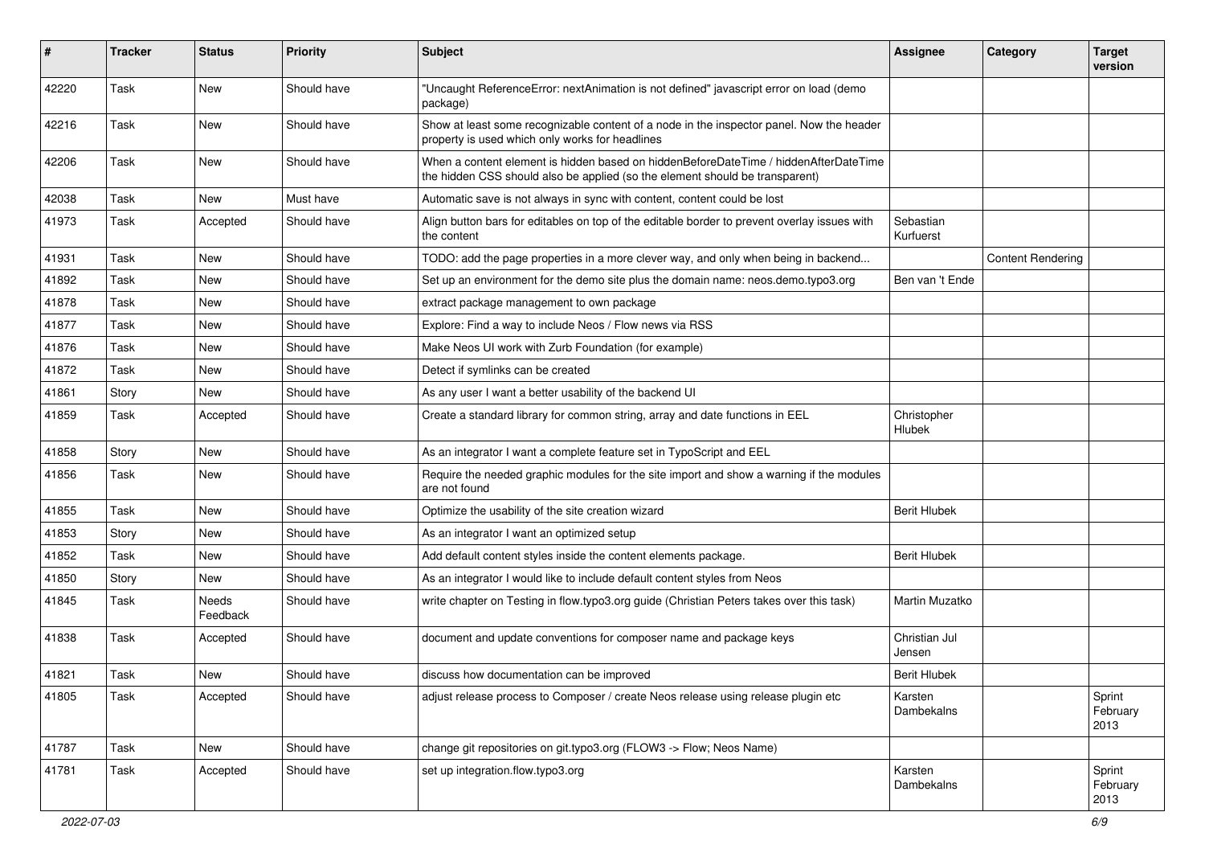| # | Tracker | Status | Priority | Subject | Assignee | Category | Target version |
|---|---|---|---|---|---|---|---|
| 42220 | Task | New | Should have | "Uncaught ReferenceError: nextAnimation is not defined" javascript error on load (demo package) | | | |
| 42216 | Task | New | Should have | Show at least some recognizable content of a node in the inspector panel. Now the header property is used which only works for headlines | | | |
| 42206 | Task | New | Should have | When a content element is hidden based on hiddenBeforeDateTime / hiddenAfterDateTime the hidden CSS should also be applied (so the element should be transparent) | | | |
| 42038 | Task | New | Must have | Automatic save is not always in sync with content, content could be lost | | | |
| 41973 | Task | Accepted | Should have | Align button bars for editables on top of the editable border to prevent overlay issues with the content | Sebastian Kurfuerst | | |
| 41931 | Task | New | Should have | TODO: add the page properties in a more clever way, and only when being in backend... | | Content Rendering | |
| 41892 | Task | New | Should have | Set up an environment for the demo site plus the domain name: neos.demo.typo3.org | Ben van 't Ende | | |
| 41878 | Task | New | Should have | extract package management to own package | | | |
| 41877 | Task | New | Should have | Explore: Find a way to include Neos / Flow news via RSS | | | |
| 41876 | Task | New | Should have | Make Neos UI work with Zurb Foundation (for example) | | | |
| 41872 | Task | New | Should have | Detect if symlinks can be created | | | |
| 41861 | Story | New | Should have | As any user I want a better usability of the backend UI | | | |
| 41859 | Task | Accepted | Should have | Create a standard library for common string, array and date functions in EEL | Christopher Hlubek | | |
| 41858 | Story | New | Should have | As an integrator I want a complete feature set in TypoScript and EEL | | | |
| 41856 | Task | New | Should have | Require the needed graphic modules for the site import and show a warning if the modules are not found | | | |
| 41855 | Task | New | Should have | Optimize the usability of the site creation wizard | Berit Hlubek | | |
| 41853 | Story | New | Should have | As an integrator I want an optimized setup | | | |
| 41852 | Task | New | Should have | Add default content styles inside the content elements package. | Berit Hlubek | | |
| 41850 | Story | New | Should have | As an integrator I would like to include default content styles from Neos | | | |
| 41845 | Task | Needs Feedback | Should have | write chapter on Testing in flow.typo3.org guide (Christian Peters takes over this task) | Martin Muzatko | | |
| 41838 | Task | Accepted | Should have | document and update conventions for composer name and package keys | Christian Jul Jensen | | |
| 41821 | Task | New | Should have | discuss how documentation can be improved | Berit Hlubek | | |
| 41805 | Task | Accepted | Should have | adjust release process to Composer / create Neos release using release plugin etc | Karsten Dambekalns | | Sprint February 2013 |
| 41787 | Task | New | Should have | change git repositories on git.typo3.org (FLOW3 -> Flow; Neos Name) | | | |
| 41781 | Task | Accepted | Should have | set up integration.flow.typo3.org | Karsten Dambekalns | | Sprint February 2013 |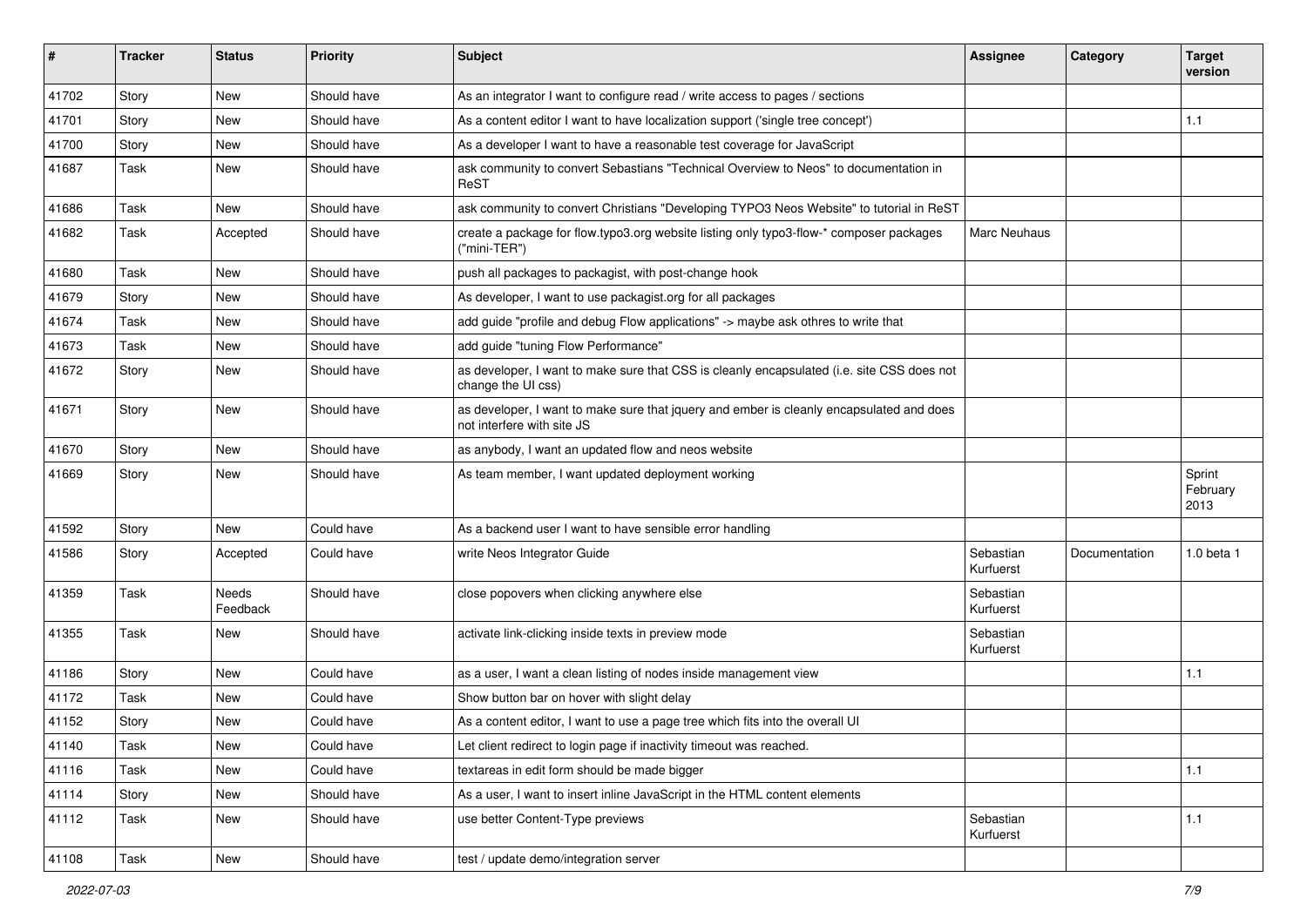| # | Tracker | Status | Priority | Subject | Assignee | Category | Target version |
|---|---|---|---|---|---|---|---|
| 41702 | Story | New | Should have | As an integrator I want to configure read / write access to pages / sections | | | |
| 41701 | Story | New | Should have | As a content editor I want to have localization support ('single tree concept') | | | 1.1 |
| 41700 | Story | New | Should have | As a developer I want to have a reasonable test coverage for JavaScript | | | |
| 41687 | Task | New | Should have | ask community to convert Sebastians "Technical Overview to Neos" to documentation in ReST | | | |
| 41686 | Task | New | Should have | ask community to convert Christians "Developing TYPO3 Neos Website" to tutorial in ReST | | | |
| 41682 | Task | Accepted | Should have | create a package for flow.typo3.org website listing only typo3-flow-* composer packages ("mini-TER") | Marc Neuhaus | | |
| 41680 | Task | New | Should have | push all packages to packagist, with post-change hook | | | |
| 41679 | Story | New | Should have | As developer, I want to use packagist.org for all packages | | | |
| 41674 | Task | New | Should have | add guide "profile and debug Flow applications" -> maybe ask othres to write that | | | |
| 41673 | Task | New | Should have | add guide "tuning Flow Performance" | | | |
| 41672 | Story | New | Should have | as developer, I want to make sure that CSS is cleanly encapsulated (i.e. site CSS does not change the UI css) | | | |
| 41671 | Story | New | Should have | as developer, I want to make sure that jquery and ember is cleanly encapsulated and does not interfere with site JS | | | |
| 41670 | Story | New | Should have | as anybody, I want an updated flow and neos website | | | |
| 41669 | Story | New | Should have | As team member, I want updated deployment working | | | Sprint February 2013 |
| 41592 | Story | New | Could have | As a backend user I want to have sensible error handling | | | |
| 41586 | Story | Accepted | Could have | write Neos Integrator Guide | Sebastian Kurfuerst | Documentation | 1.0 beta 1 |
| 41359 | Task | Needs Feedback | Should have | close popovers when clicking anywhere else | Sebastian Kurfuerst | | |
| 41355 | Task | New | Should have | activate link-clicking inside texts in preview mode | Sebastian Kurfuerst | | |
| 41186 | Story | New | Could have | as a user, I want a clean listing of nodes inside management view | | | 1.1 |
| 41172 | Task | New | Could have | Show button bar on hover with slight delay | | | |
| 41152 | Story | New | Could have | As a content editor, I want to use a page tree which fits into the overall UI | | | |
| 41140 | Task | New | Could have | Let client redirect to login page if inactivity timeout was reached. | | | |
| 41116 | Task | New | Could have | textareas in edit form should be made bigger | | | 1.1 |
| 41114 | Story | New | Should have | As a user, I want to insert inline JavaScript in the HTML content elements | | | |
| 41112 | Task | New | Should have | use better Content-Type previews | Sebastian Kurfuerst | | 1.1 |
| 41108 | Task | New | Should have | test / update demo/integration server | | | |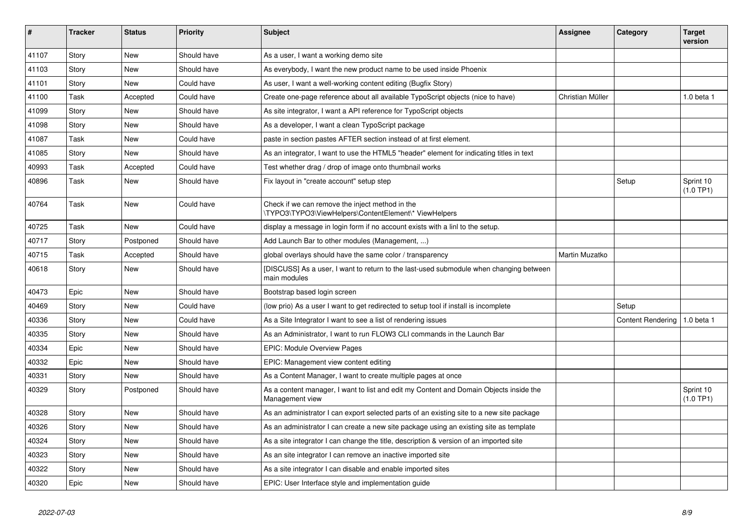| # | Tracker | Status | Priority | Subject | Assignee | Category | Target version |
|---|---|---|---|---|---|---|---|
| 41107 | Story | New | Should have | As a user, I want a working demo site | | | |
| 41103 | Story | New | Should have | As everybody, I want the new product name to be used inside Phoenix | | | |
| 41101 | Story | New | Could have | As user, I want a well-working content editing (Bugfix Story) | | | |
| 41100 | Task | Accepted | Could have | Create one-page reference about all available TypoScript objects (nice to have) | Christian Müller | | 1.0 beta 1 |
| 41099 | Story | New | Should have | As site integrator, I want a API reference for TypoScript objects | | | |
| 41098 | Story | New | Should have | As a developer, I want a clean TypoScript package | | | |
| 41087 | Task | New | Could have | paste in section pastes AFTER section instead of at first element. | | | |
| 41085 | Story | New | Should have | As an integrator, I want to use the HTML5 "header" element for indicating titles in text | | | |
| 40993 | Task | Accepted | Could have | Test whether drag / drop of image onto thumbnail works | | | |
| 40896 | Task | New | Should have | Fix layout in "create account" setup step | | Setup | Sprint 10 (1.0 TP1) |
| 40764 | Task | New | Could have | Check if we can remove the inject method in the \TYPO3\TYPO3\ViewHelpers\ContentElement\* ViewHelpers | | | |
| 40725 | Task | New | Could have | display a message in login form if no account exists with a linl to the setup. | | | |
| 40717 | Story | Postponed | Should have | Add Launch Bar to other modules (Management, ...) | | | |
| 40715 | Task | Accepted | Should have | global overlays should have the same color / transparency | Martin Muzatko | | |
| 40618 | Story | New | Should have | [DISCUSS] As a user, I want to return to the last-used submodule when changing between main modules | | | |
| 40473 | Epic | New | Should have | Bootstrap based login screen | | | |
| 40469 | Story | New | Could have | (low prio) As a user I want to get redirected to setup tool if install is incomplete | | Setup | |
| 40336 | Story | New | Could have | As a Site Integrator I want to see a list of rendering issues | | Content Rendering | 1.0 beta 1 |
| 40335 | Story | New | Should have | As an Administrator, I want to run FLOW3 CLI commands in the Launch Bar | | | |
| 40334 | Epic | New | Should have | EPIC: Module Overview Pages | | | |
| 40332 | Epic | New | Should have | EPIC: Management view content editing | | | |
| 40331 | Story | New | Should have | As a Content Manager, I want to create multiple pages at once | | | |
| 40329 | Story | Postponed | Should have | As a content manager, I want to list and edit my Content and Domain Objects inside the Management view | | | Sprint 10 (1.0 TP1) |
| 40328 | Story | New | Should have | As an administrator I can export selected parts of an existing site to a new site package | | | |
| 40326 | Story | New | Should have | As an administrator I can create a new site package using an existing site as template | | | |
| 40324 | Story | New | Should have | As a site integrator I can change the title, description & version of an imported site | | | |
| 40323 | Story | New | Should have | As an site integrator I can remove an inactive imported site | | | |
| 40322 | Story | New | Should have | As a site integrator I can disable and enable imported sites | | | |
| 40320 | Epic | New | Should have | EPIC: User Interface style and implementation guide | | | |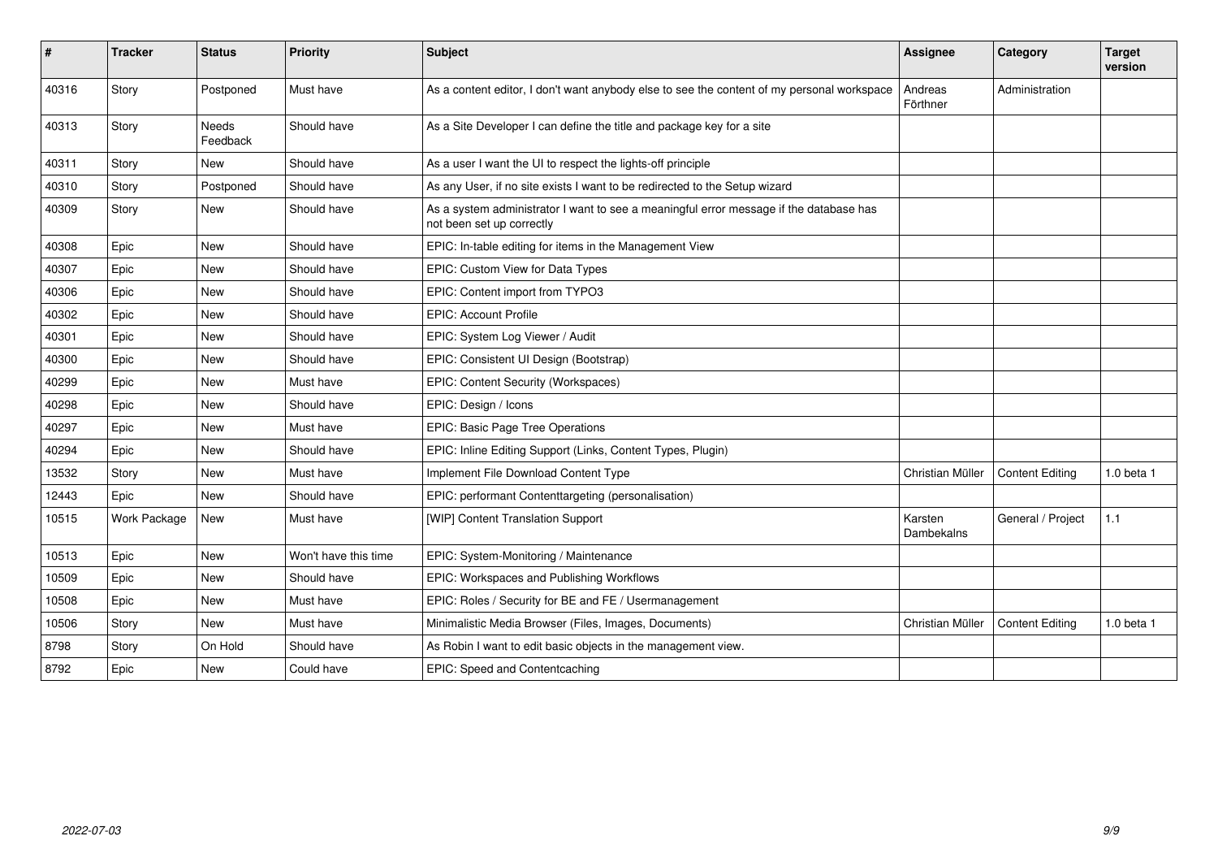| # | Tracker | Status | Priority | Subject | Assignee | Category | Target version |
|---|---|---|---|---|---|---|---|
| 40316 | Story | Postponed | Must have | As a content editor, I don't want anybody else to see the content of my personal workspace | Andreas Förthner | Administration | |
| 40313 | Story | Needs Feedback | Should have | As a Site Developer I can define the title and package key for a site | | | |
| 40311 | Story | New | Should have | As a user I want the UI to respect the lights-off principle | | | |
| 40310 | Story | Postponed | Should have | As any User, if no site exists I want to be redirected to the Setup wizard | | | |
| 40309 | Story | New | Should have | As a system administrator I want to see a meaningful error message if the database has not been set up correctly | | | |
| 40308 | Epic | New | Should have | EPIC: In-table editing for items in the Management View | | | |
| 40307 | Epic | New | Should have | EPIC: Custom View for Data Types | | | |
| 40306 | Epic | New | Should have | EPIC: Content import from TYPO3 | | | |
| 40302 | Epic | New | Should have | EPIC: Account Profile | | | |
| 40301 | Epic | New | Should have | EPIC: System Log Viewer / Audit | | | |
| 40300 | Epic | New | Should have | EPIC: Consistent UI Design (Bootstrap) | | | |
| 40299 | Epic | New | Must have | EPIC: Content Security (Workspaces) | | | |
| 40298 | Epic | New | Should have | EPIC: Design / Icons | | | |
| 40297 | Epic | New | Must have | EPIC: Basic Page Tree Operations | | | |
| 40294 | Epic | New | Should have | EPIC: Inline Editing Support (Links, Content Types, Plugin) | | | |
| 13532 | Story | New | Must have | Implement File Download Content Type | Christian Müller | Content Editing | 1.0 beta 1 |
| 12443 | Epic | New | Should have | EPIC: performant Contenttargeting (personalisation) | | | |
| 10515 | Work Package | New | Must have | [WIP] Content Translation Support | Karsten Dambekalns | General / Project | 1.1 |
| 10513 | Epic | New | Won't have this time | EPIC: System-Monitoring / Maintenance | | | |
| 10509 | Epic | New | Should have | EPIC: Workspaces and Publishing Workflows | | | |
| 10508 | Epic | New | Must have | EPIC: Roles / Security for BE and FE / Usermanagement | | | |
| 10506 | Story | New | Must have | Minimalistic Media Browser (Files, Images, Documents) | Christian Müller | Content Editing | 1.0 beta 1 |
| 8798 | Story | On Hold | Should have | As Robin I want to edit basic objects in the management view. | | | |
| 8792 | Epic | New | Could have | EPIC: Speed and Contentcaching | | | |